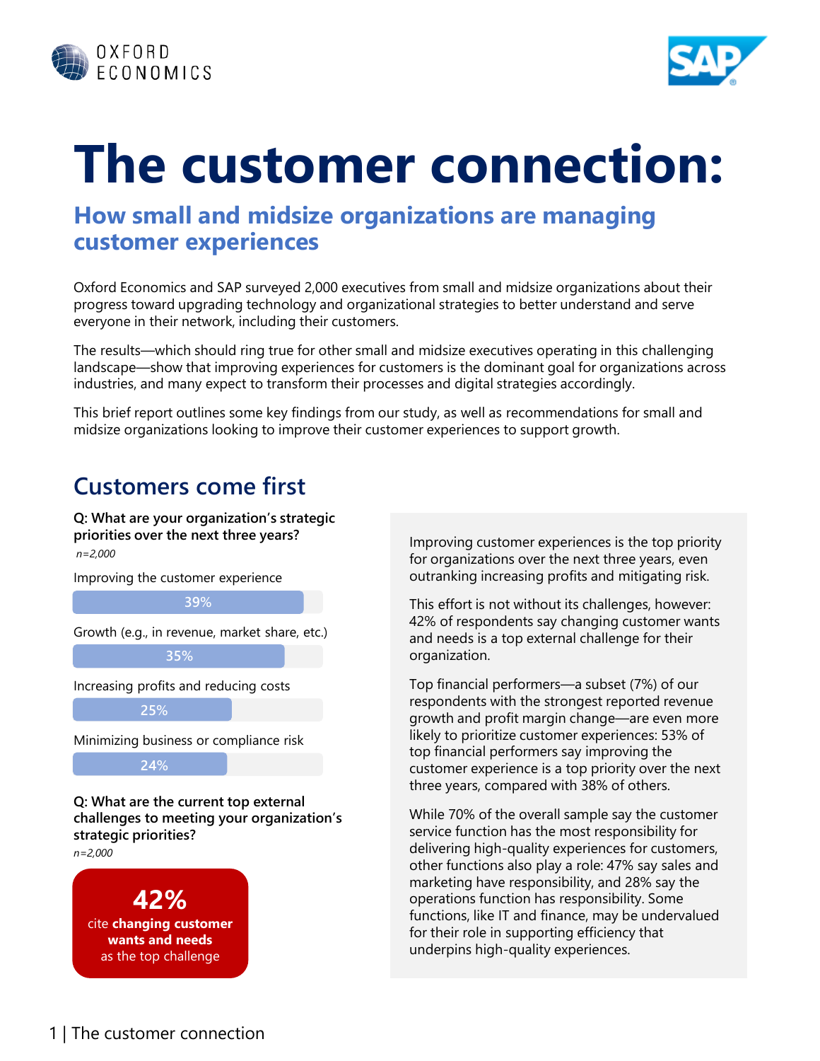# The customer connection:

## How small and midsize organizations are managing customer experiences

Oxford Economics and SAP surveyed 2,000 executives from small and midsize organizations about their progress toward upgrading technology and organizational strategies to better understand and serve everyone in their network, including their customers.

The results—which should ring true for other small and midsize executives operating in this challenging landscape—show that improving experiences for customers is the dominant goal for organizations across industries, and many expect to transform their processes and digital strategies accordingly.

This brief report outlines some key findings from our study, as well as recommendations for small and midsize organizations looking to improve their customer experiences to support growth.

## Customers come first

**Q: What are your organization's strategic priorities over the next three years?**

*n=2,000*

| Priority | % |
| --- | --- |
| Improving the customer experience | 39% |
| Growth (e.g., in revenue, market share, etc.) | 35% |
| Increasing profits and reducing costs | 25% |
| Minimizing business or compliance risk | 24% |

**Q: What are the current top external challenges to meeting your organization's strategic priorities?**

*n=2,000*

**42%** cite **changing customer wants and needs** as the top challenge

Improving customer experiences is the top priority for organizations over the next three years, even outranking increasing profits and mitigating risk.

This effort is not without its challenges, however: 42% of respondents say changing customer wants and needs is a top external challenge for their organization.

Top financial performers—a subset (7%) of our respondents with the strongest reported revenue growth and profit margin change—are even more likely to prioritize customer experiences: 53% of top financial performers say improving the customer experience is a top priority over the next three years, compared with 38% of others.

While 70% of the overall sample say the customer service function has the most responsibility for delivering high-quality experiences for customers, other functions also play a role: 47% say sales and marketing have responsibility, and 28% say the operations function has responsibility. Some functions, like IT and finance, may be undervalued for their role in supporting efficiency that underpins high-quality experiences.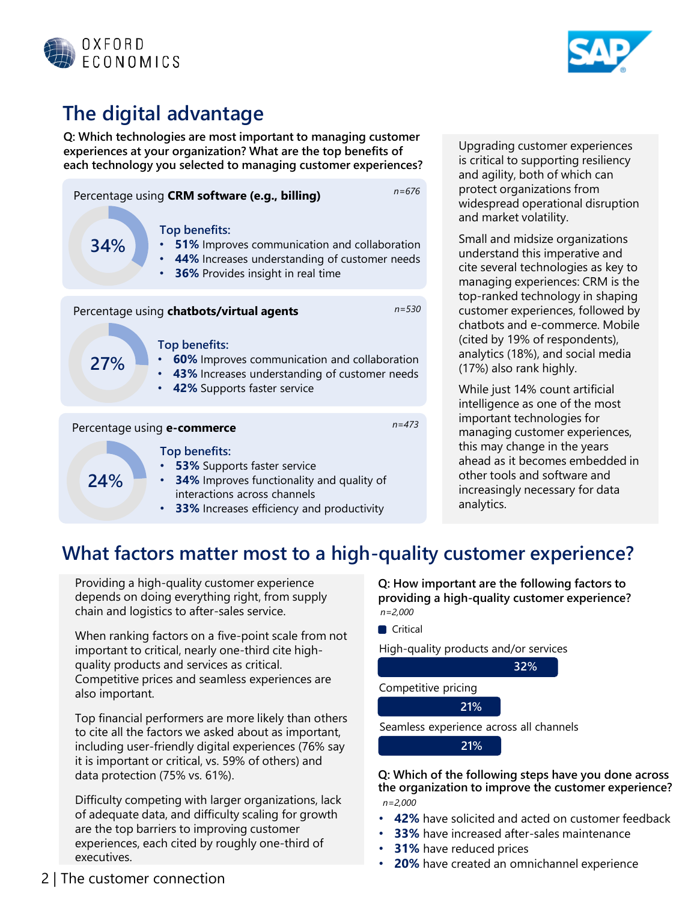## The digital advantage

**Q: Which technologies are most important to managing customer experiences at your organization? What are the top benefits of each technology you selected to managing customer experiences?**

Percentage using **CRM software (e.g., billing)** *n=676*

34%

Top benefits:
- **51%** Improves communication and collaboration
- **44%** Increases understanding of customer needs
- **36%** Provides insight in real time

Percentage using **chatbots/virtual agents** *n=530*

27%

Top benefits:
- **60%** Improves communication and collaboration
- **43%** Increases understanding of customer needs
- **42%** Supports faster service

Percentage using **e-commerce** *n=473*

24%

Top benefits:
- **53%** Supports faster service
- **34%** Improves functionality and quality of interactions across channels
- **33%** Increases efficiency and productivity

Upgrading customer experiences is critical to supporting resiliency and agility, both of which can protect organizations from widespread operational disruption and market volatility.

Small and midsize organizations understand this imperative and cite several technologies as key to managing experiences: CRM is the top-ranked technology in shaping customer experiences, followed by chatbots and e-commerce. Mobile (cited by 19% of respondents), analytics (18%), and social media (17%) also rank highly.

While just 14% count artificial intelligence as one of the most important technologies for managing customer experiences, this may change in the years ahead as it becomes embedded in other tools and software and increasingly necessary for data analytics.

## What factors matter most to a high-quality customer experience?

Providing a high-quality customer experience depends on doing everything right, from supply chain and logistics to after-sales service.

When ranking factors on a five-point scale from not important to critical, nearly one-third cite high-quality products and services as critical. Competitive prices and seamless experiences are also important.

Top financial performers are more likely than others to cite all the factors we asked about as important, including user-friendly digital experiences (76% say it is important or critical, vs. 59% of others) and data protection (75% vs. 61%).

Difficulty competing with larger organizations, lack of adequate data, and difficulty scaling for growth are the top barriers to improving customer experiences, each cited by roughly one-third of executives.

**Q: How important are the following factors to providing a high-quality customer experience?**
*n=2,000*

Critical

| Factor | Critical |
|---|---|
| High-quality products and/or services | 32% |
| Competitive pricing | 21% |
| Seamless experience across all channels | 21% |

**Q: Which of the following steps have you done across the organization to improve the customer experience?**
*n=2,000*

- **42%** have solicited and acted on customer feedback
- **33%** have increased after-sales maintenance
- **31%** have reduced prices
- **20%** have created an omnichannel experience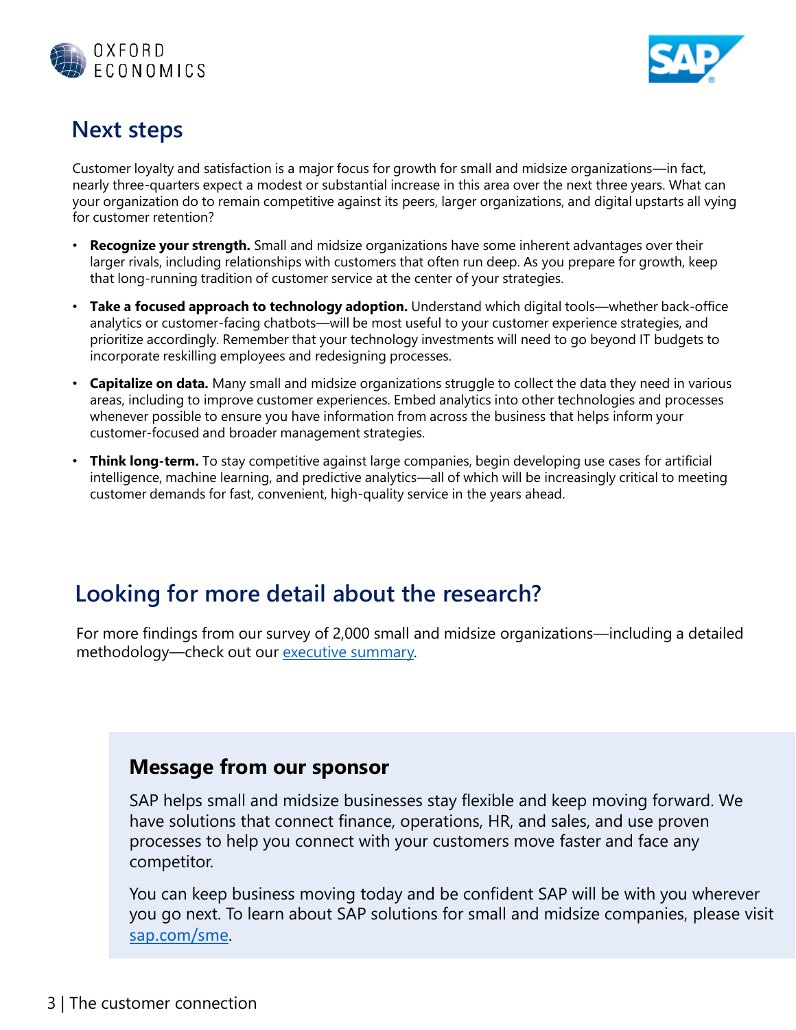## Next steps

Customer loyalty and satisfaction is a major focus for growth for small and midsize organizations—in fact, nearly three-quarters expect a modest or substantial increase in this area over the next three years. What can your organization do to remain competitive against its peers, larger organizations, and digital upstarts all vying for customer retention?

- **Recognize your strength.** Small and midsize organizations have some inherent advantages over their larger rivals, including relationships with customers that often run deep. As you prepare for growth, keep that long-running tradition of customer service at the center of your strategies.
- **Take a focused approach to technology adoption.** Understand which digital tools—whether back-office analytics or customer-facing chatbots—will be most useful to your customer experience strategies, and prioritize accordingly. Remember that your technology investments will need to go beyond IT budgets to incorporate reskilling employees and redesigning processes.
- **Capitalize on data.** Many small and midsize organizations struggle to collect the data they need in various areas, including to improve customer experiences. Embed analytics into other technologies and processes whenever possible to ensure you have information from across the business that helps inform your customer-focused and broader management strategies.
- **Think long-term.** To stay competitive against large companies, begin developing use cases for artificial intelligence, machine learning, and predictive analytics—all of which will be increasingly critical to meeting customer demands for fast, convenient, high-quality service in the years ahead.

## Looking for more detail about the research?

For more findings from our survey of 2,000 small and midsize organizations—including a detailed methodology—check out our executive summary.

### Message from our sponsor

SAP helps small and midsize businesses stay flexible and keep moving forward. We have solutions that connect finance, operations, HR, and sales, and use proven processes to help you connect with your customers move faster and face any competitor.

You can keep business moving today and be confident SAP will be with you wherever you go next. To learn about SAP solutions for small and midsize companies, please visit sap.com/sme.